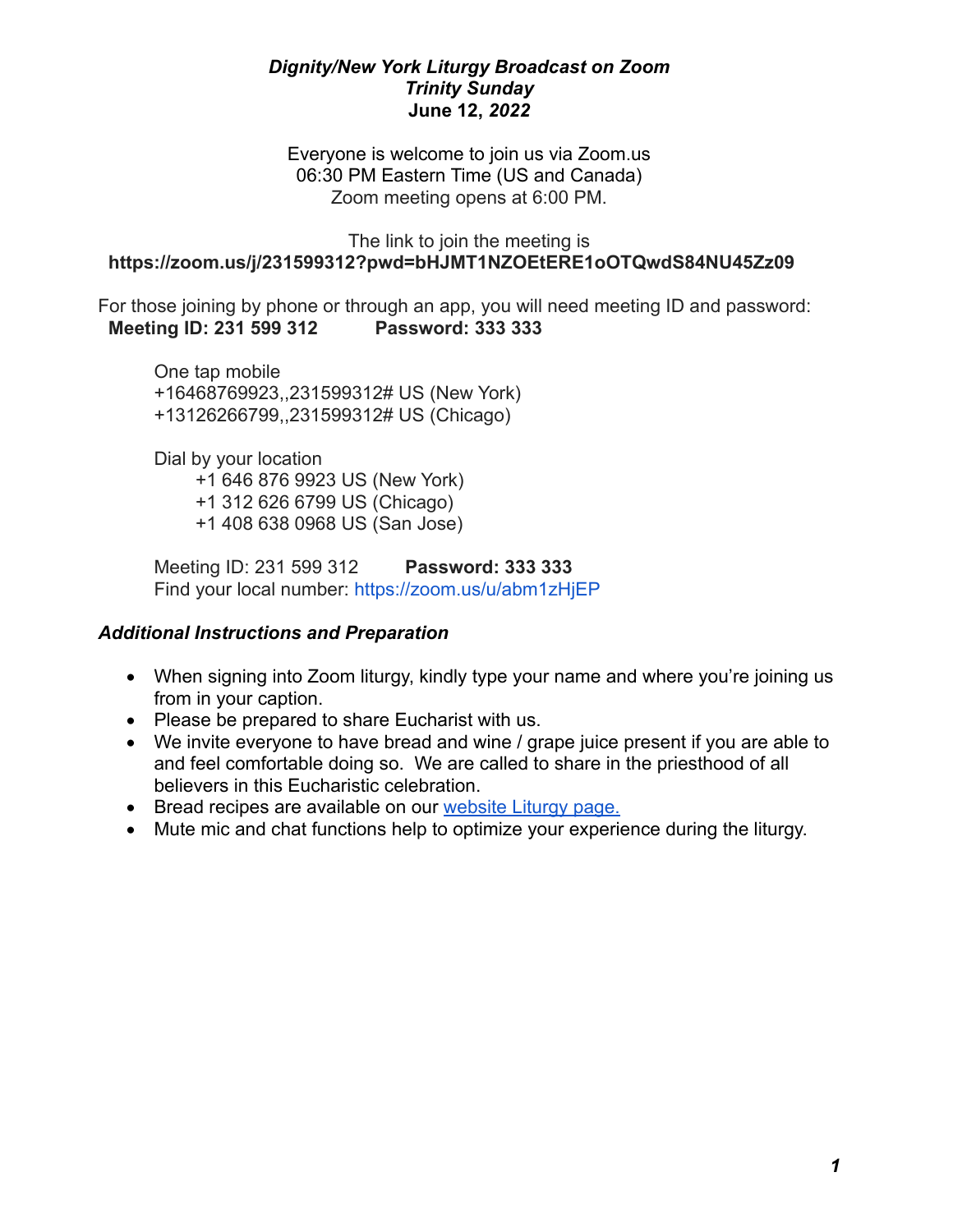***Dignity/New York Liturgy Broadcast on Zoom***
***Trinity Sunday***
**June 12, *2022***

Everyone is welcome to join us via Zoom.us
06:30 PM Eastern Time (US and Canada)
Zoom meeting opens at 6:00 PM.

The link to join the meeting is
**https://zoom.us/j/231599312?pwd=bHJMT1NZOEtERE1oOTQwdS84NU45Zz09**

For those joining by phone or through an app, you will need meeting ID and password:
**Meeting ID: 231 599 312 Password: 333 333**

One tap mobile
+16468769923,,231599312# US (New York)
+13126266799,,231599312# US (Chicago)

Dial by your location
+1 646 876 9923 US (New York)
+1 312 626 6799 US (Chicago)
+1 408 638 0968 US (San Jose)

Meeting ID: 231 599 312 **Password: 333 333**
Find your local number: https://zoom.us/u/abm1zHjEP

***Additional Instructions and Preparation***

- When signing into Zoom liturgy, kindly type your name and where you're joining us from in your caption.
- Please be prepared to share Eucharist with us.
- We invite everyone to have bread and wine / grape juice present if you are able to and feel comfortable doing so. We are called to share in the priesthood of all believers in this Eucharistic celebration.
- Bread recipes are available on our website Liturgy page.
- Mute mic and chat functions help to optimize your experience during the liturgy.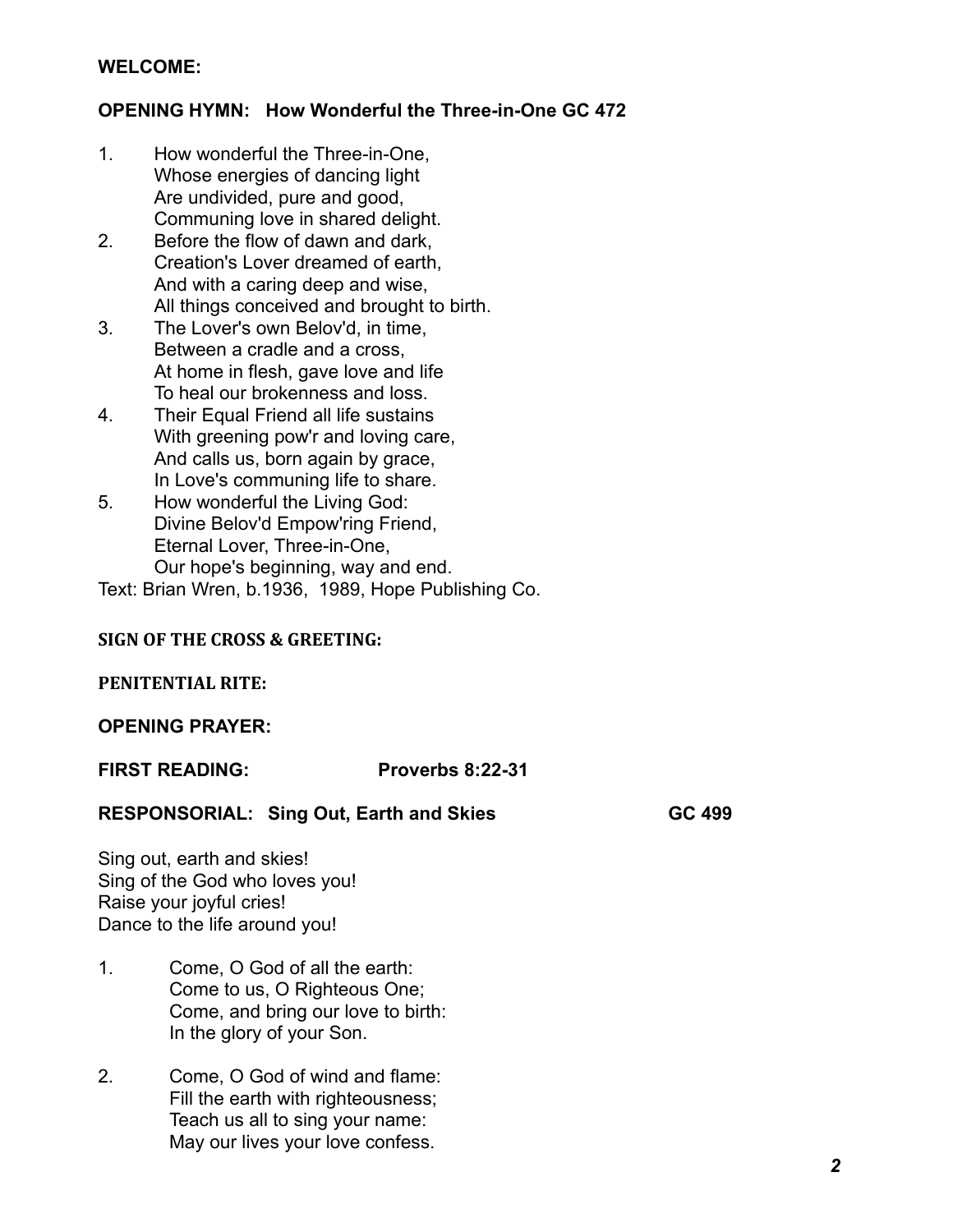**WELCOME:**

**OPENING HYMN: How Wonderful the Three-in-One GC 472**

1. How wonderful the Three-in-One,
   Whose energies of dancing light
   Are undivided, pure and good,
   Communing love in shared delight.
2. Before the flow of dawn and dark,
   Creation's Lover dreamed of earth,
   And with a caring deep and wise,
   All things conceived and brought to birth.
3. The Lover's own Belov'd, in time,
   Between a cradle and a cross,
   At home in flesh, gave love and life
   To heal our brokenness and loss.
4. Their Equal Friend all life sustains
   With greening pow'r and loving care,
   And calls us, born again by grace,
   In Love's communing life to share.
5. How wonderful the Living God:
   Divine Belov'd Empow'ring Friend,
   Eternal Lover, Three-in-One,
   Our hope's beginning, way and end.

Text: Brian Wren, b.1936, 1989, Hope Publishing Co.

**SIGN OF THE CROSS & GREETING:**

**PENITENTIAL RITE:**

**OPENING PRAYER:**

**FIRST READING: Proverbs 8:22-31**

**RESPONSORIAL: Sing Out, Earth and Skies GC 499**

Sing out, earth and skies!
Sing of the God who loves you!
Raise your joyful cries!
Dance to the life around you!

1. Come, O God of all the earth:
   Come to us, O Righteous One;
   Come, and bring our love to birth:
   In the glory of your Son.

2. Come, O God of wind and flame:
   Fill the earth with righteousness;
   Teach us all to sing your name:
   May our lives your love confess.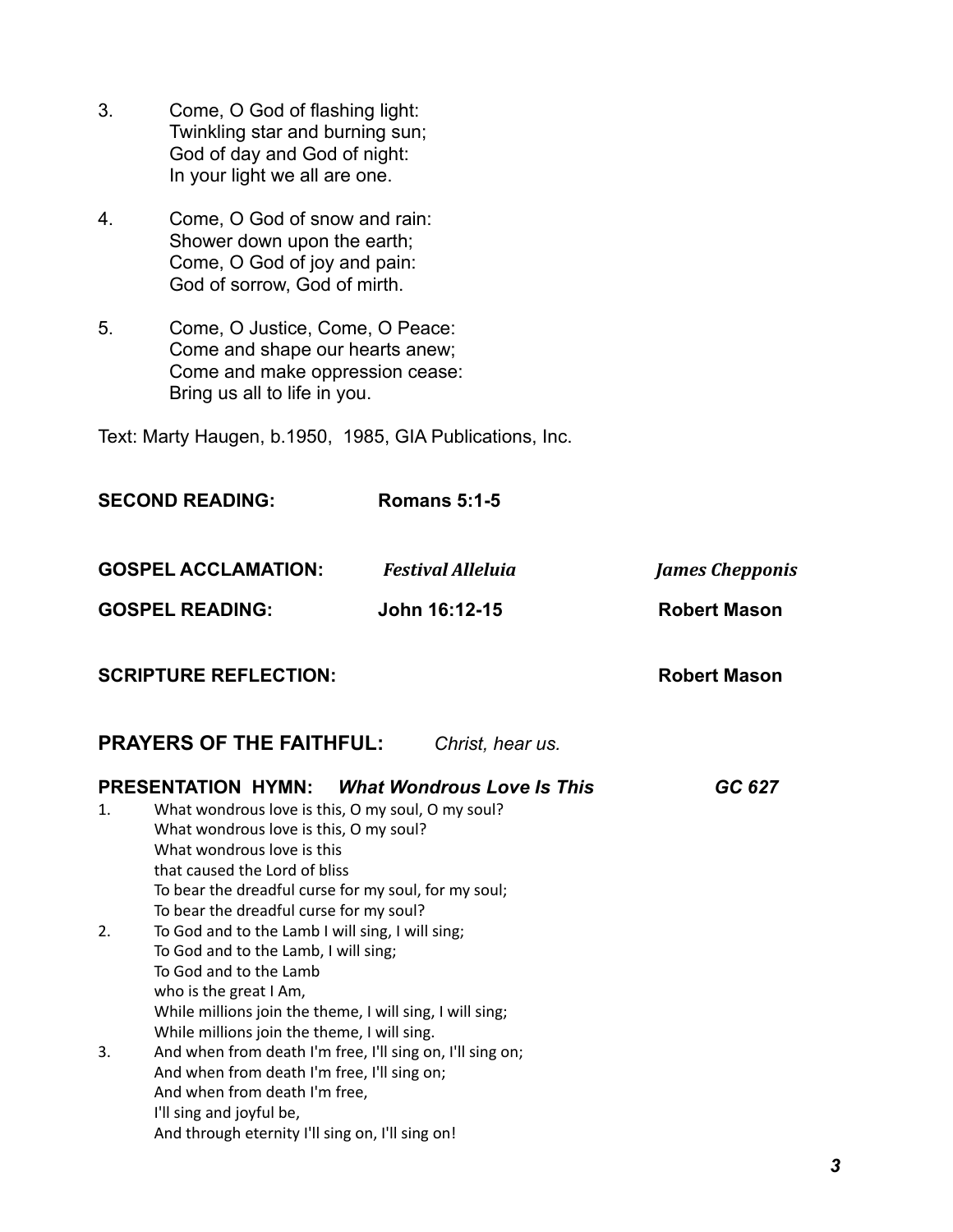3. Come, O God of flashing light:
   Twinkling star and burning sun;
   God of day and God of night:
   In your light we all are one.

4. Come, O God of snow and rain:
   Shower down upon the earth;
   Come, O God of joy and pain:
   God of sorrow, God of mirth.

5. Come, O Justice, Come, O Peace:
   Come and shape our hearts anew;
   Come and make oppression cease:
   Bring us all to life in you.

Text: Marty Haugen, b.1950, 1985, GIA Publications, Inc.

**SECOND READING:** **Romans 5:1-5**

**GOSPEL ACCLAMATION:** ***Festival Alleluia*** ***James Chepponis***

**GOSPEL READING:** **John 16:12-15** **Robert Mason**

**SCRIPTURE REFLECTION:** **Robert Mason**

**PRAYERS OF THE FAITHFUL:** *Christ, hear us.*

**PRESENTATION HYMN:** ***What Wondrous Love Is This*** ***GC 627***

1. What wondrous love is this, O my soul, O my soul?
   What wondrous love is this, O my soul?
   What wondrous love is this
   that caused the Lord of bliss
   To bear the dreadful curse for my soul, for my soul;
   To bear the dreadful curse for my soul?
2. To God and to the Lamb I will sing, I will sing;
   To God and to the Lamb, I will sing;
   To God and to the Lamb
   who is the great I Am,
   While millions join the theme, I will sing, I will sing;
   While millions join the theme, I will sing.
3. And when from death I'm free, I'll sing on, I'll sing on;
   And when from death I'm free, I'll sing on;
   And when from death I'm free,
   I'll sing and joyful be,
   And through eternity I'll sing on, I'll sing on!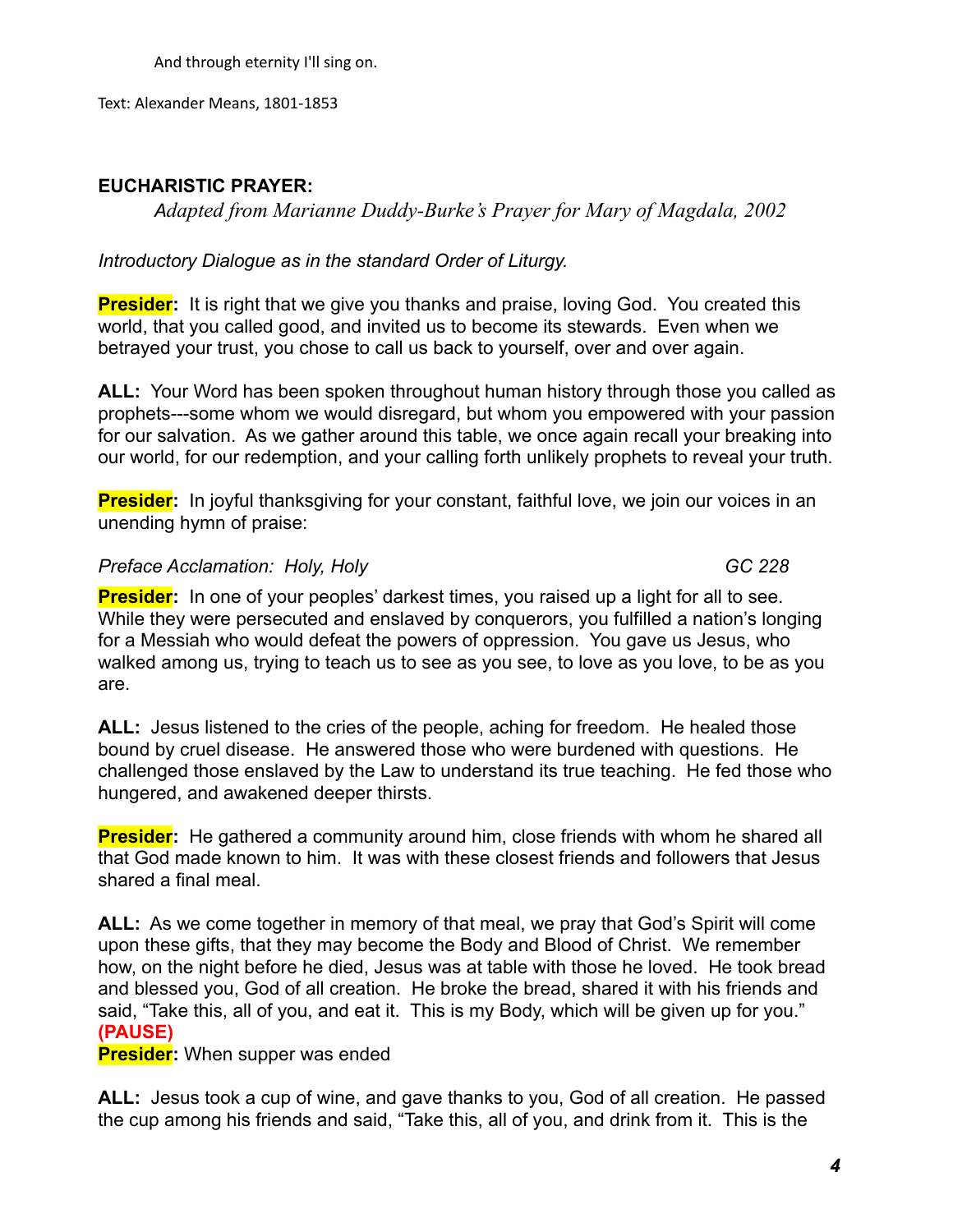And through eternity I'll sing on.

Text: Alexander Means, 1801-1853

**EUCHARISTIC PRAYER:**

*Adapted from Marianne Duddy-Burke's Prayer for Mary of Magdala, 2002*

*Introductory Dialogue as in the standard Order of Liturgy.*

**Presider:** It is right that we give you thanks and praise, loving God. You created this world, that you called good, and invited us to become its stewards. Even when we betrayed your trust, you chose to call us back to yourself, over and over again.

**ALL:** Your Word has been spoken throughout human history through those you called as prophets---some whom we would disregard, but whom you empowered with your passion for our salvation. As we gather around this table, we once again recall your breaking into our world, for our redemption, and your calling forth unlikely prophets to reveal your truth.

**Presider:** In joyful thanksgiving for your constant, faithful love, we join our voices in an unending hymn of praise:

*Preface Acclamation: Holy, Holy* *GC 228*

**Presider:** In one of your peoples' darkest times, you raised up a light for all to see. While they were persecuted and enslaved by conquerors, you fulfilled a nation's longing for a Messiah who would defeat the powers of oppression. You gave us Jesus, who walked among us, trying to teach us to see as you see, to love as you love, to be as you are.

**ALL:** Jesus listened to the cries of the people, aching for freedom. He healed those bound by cruel disease. He answered those who were burdened with questions. He challenged those enslaved by the Law to understand its true teaching. He fed those who hungered, and awakened deeper thirsts.

**Presider:** He gathered a community around him, close friends with whom he shared all that God made known to him. It was with these closest friends and followers that Jesus shared a final meal.

**ALL:** As we come together in memory of that meal, we pray that God's Spirit will come upon these gifts, that they may become the Body and Blood of Christ. We remember how, on the night before he died, Jesus was at table with those he loved. He took bread and blessed you, God of all creation. He broke the bread, shared it with his friends and said, "Take this, all of you, and eat it. This is my Body, which will be given up for you."
**(PAUSE)**
**Presider:** When supper was ended

**ALL:** Jesus took a cup of wine, and gave thanks to you, God of all creation. He passed the cup among his friends and said, "Take this, all of you, and drink from it. This is the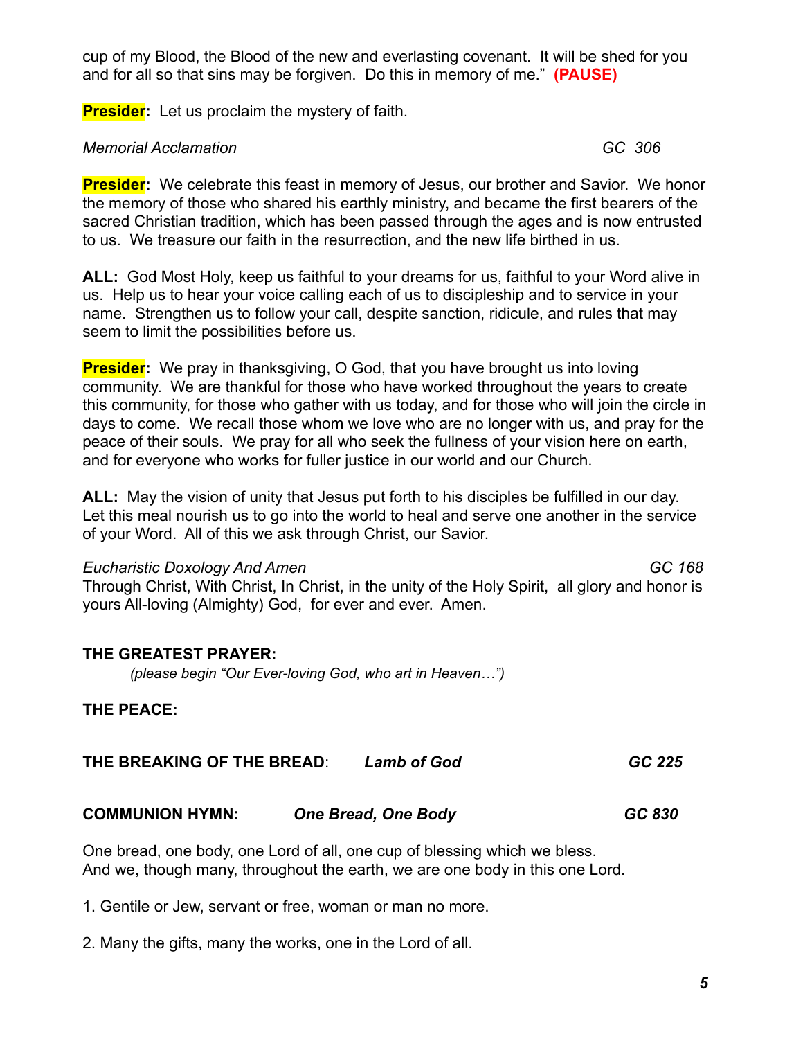cup of my Blood, the Blood of the new and everlasting covenant. It will be shed for you and for all so that sins may be forgiven. Do this in memory of me." **(PAUSE)**

**Presider:** Let us proclaim the mystery of faith.

*Memorial Acclamation* *GC 306*

**Presider:** We celebrate this feast in memory of Jesus, our brother and Savior. We honor the memory of those who shared his earthly ministry, and became the first bearers of the sacred Christian tradition, which has been passed through the ages and is now entrusted to us. We treasure our faith in the resurrection, and the new life birthed in us.

**ALL:** God Most Holy, keep us faithful to your dreams for us, faithful to your Word alive in us. Help us to hear your voice calling each of us to discipleship and to service in your name. Strengthen us to follow your call, despite sanction, ridicule, and rules that may seem to limit the possibilities before us.

**Presider:** We pray in thanksgiving, O God, that you have brought us into loving community. We are thankful for those who have worked throughout the years to create this community, for those who gather with us today, and for those who will join the circle in days to come. We recall those whom we love who are no longer with us, and pray for the peace of their souls. We pray for all who seek the fullness of your vision here on earth, and for everyone who works for fuller justice in our world and our Church.

**ALL:** May the vision of unity that Jesus put forth to his disciples be fulfilled in our day. Let this meal nourish us to go into the world to heal and serve one another in the service of your Word. All of this we ask through Christ, our Savior.

*Eucharistic Doxology And Amen* *GC 168*
Through Christ, With Christ, In Christ, in the unity of the Holy Spirit, all glory and honor is yours All-loving (Almighty) God, for ever and ever. Amen.

**THE GREATEST PRAYER:**
*(please begin "Our Ever-loving God, who art in Heaven…")*

**THE PEACE:**

**THE BREAKING OF THE BREAD**: ***Lamb of God*** ***GC 225***

**COMMUNION HYMN:** ***One Bread, One Body*** ***GC 830***

One bread, one body, one Lord of all, one cup of blessing which we bless.
And we, though many, throughout the earth, we are one body in this one Lord.

1. Gentile or Jew, servant or free, woman or man no more.

2. Many the gifts, many the works, one in the Lord of all.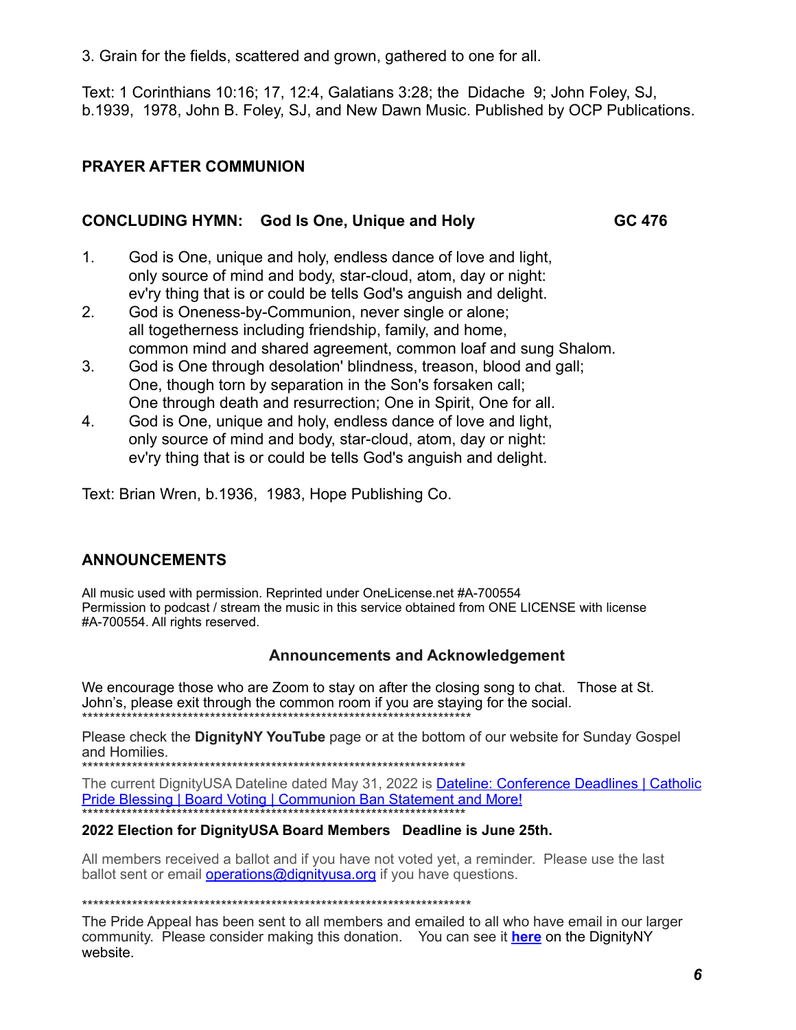3. Grain for the fields, scattered and grown, gathered to one for all.

Text: 1 Corinthians 10:16; 17, 12:4, Galatians 3:28; the Didache 9; John Foley, SJ, b.1939, 1978, John B. Foley, SJ, and New Dawn Music. Published by OCP Publications.

**PRAYER AFTER COMMUNION**

**CONCLUDING HYMN: God Is One, Unique and Holy GC 476**

1. God is One, unique and holy, endless dance of love and light,
   only source of mind and body, star-cloud, atom, day or night:
   ev'ry thing that is or could be tells God's anguish and delight.
2. God is Oneness-by-Communion, never single or alone;
   all togetherness including friendship, family, and home,
   common mind and shared agreement, common loaf and sung Shalom.
3. God is One through desolation' blindness, treason, blood and gall;
   One, though torn by separation in the Son's forsaken call;
   One through death and resurrection; One in Spirit, One for all.
4. God is One, unique and holy, endless dance of love and light,
   only source of mind and body, star-cloud, atom, day or night:
   ev'ry thing that is or could be tells God's anguish and delight.

Text: Brian Wren, b.1936, 1983, Hope Publishing Co.

**ANNOUNCEMENTS**

All music used with permission. Reprinted under OneLicense.net #A-700554
Permission to podcast / stream the music in this service obtained from ONE LICENSE with license #A-700554. All rights reserved.

**Announcements and Acknowledgement**

We encourage those who are Zoom to stay on after the closing song to chat. Those at St. John's, please exit through the common room if you are staying for the social.
**********************************************************************

Please check the **DignityNY YouTube** page or at the bottom of our website for Sunday Gospel and Homilies.
**********************************************************************

The current DignityUSA Dateline dated May 31, 2022 is Dateline: Conference Deadlines | Catholic Pride Blessing | Board Voting | Communion Ban Statement and More!
**********************************************************************

**2022 Election for DignityUSA Board Members Deadline is June 25th.**

All members received a ballot and if you have not voted yet, a reminder. Please use the last ballot sent or email operations@dignityusa.org if you have questions.

**********************************************************************

The Pride Appeal has been sent to all members and emailed to all who have email in our larger community. Please consider making this donation. You can see it **here** on the DignityNY website.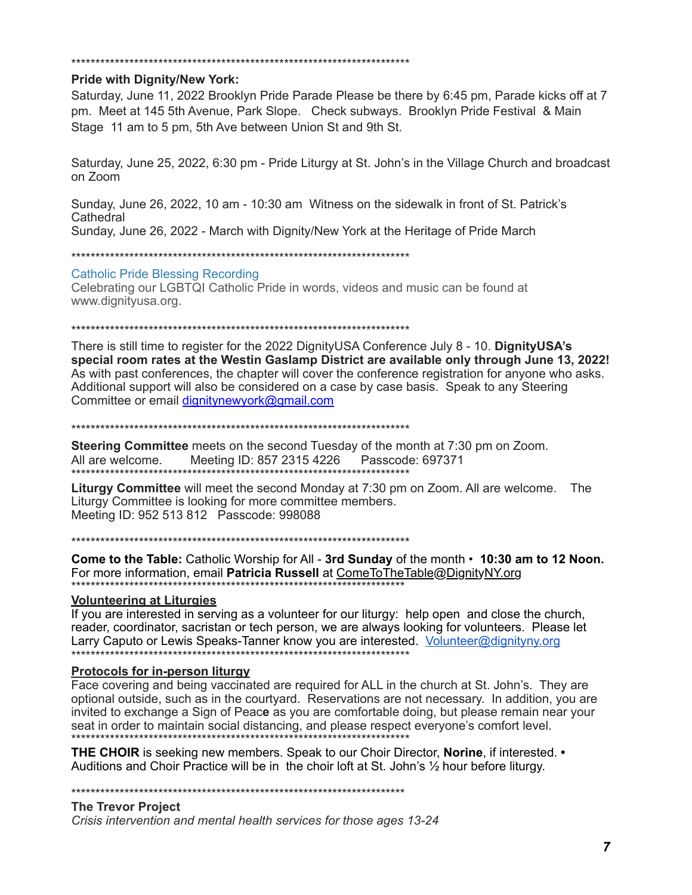************************************************************************

**Pride with Dignity/New York:**

Saturday, June 11, 2022 Brooklyn Pride Parade Please be there by 6:45 pm, Parade kicks off at 7 pm. Meet at 145 5th Avenue, Park Slope. Check subways. Brooklyn Pride Festival & Main Stage 11 am to 5 pm, 5th Ave between Union St and 9th St.

Saturday, June 25, 2022, 6:30 pm - Pride Liturgy at St. John's in the Village Church and broadcast on Zoom

Sunday, June 26, 2022, 10 am - 10:30 am Witness on the sidewalk in front of St. Patrick's Cathedral

Sunday, June 26, 2022 - March with Dignity/New York at the Heritage of Pride March

************************************************************************

Catholic Pride Blessing Recording

Celebrating our LGBTQI Catholic Pride in words, videos and music can be found at www.dignityusa.org.

************************************************************************

There is still time to register for the 2022 DignityUSA Conference July 8 - 10. **DignityUSA's special room rates at the Westin Gaslamp District are available only through June 13, 2022!** As with past conferences, the chapter will cover the conference registration for anyone who asks. Additional support will also be considered on a case by case basis. Speak to any Steering Committee or email dignitynewyork@gmail.com

************************************************************************

**Steering Committee** meets on the second Tuesday of the month at 7:30 pm on Zoom. All are welcome. Meeting ID: 857 2315 4226 Passcode: 697371

************************************************************************

**Liturgy Committee** will meet the second Monday at 7:30 pm on Zoom. All are welcome. The Liturgy Committee is looking for more committee members.
Meeting ID: 952 513 812 Passcode: 998088

************************************************************************

**Come to the Table:** Catholic Worship for All - **3rd Sunday** of the month • **10:30 am to 12 Noon.** For more information, email **Patricia Russell** at ComeToTheTable@DignityNY.org

************************************************************************

**Volunteering at Liturgies**

If you are interested in serving as a volunteer for our liturgy: help open and close the church, reader, coordinator, sacristan or tech person, we are always looking for volunteers. Please let Larry Caputo or Lewis Speaks-Tanner know you are interested. Volunteer@dignityny.org

************************************************************************

**Protocols for in-person liturgy**

Face covering and being vaccinated are required for ALL in the church at St. John's. They are optional outside, such as in the courtyard. Reservations are not necessary. In addition, you are invited to exchange a Sign of Peace as you are comfortable doing, but please remain near your seat in order to maintain social distancing, and please respect everyone's comfort level.

************************************************************************

**THE CHOIR** is seeking new members. Speak to our Choir Director, **Norine**, if interested. • Auditions and Choir Practice will be in the choir loft at St. John's ½ hour before liturgy.

************************************************************************

**The Trevor Project**

*Crisis intervention and mental health services for those ages 13-24*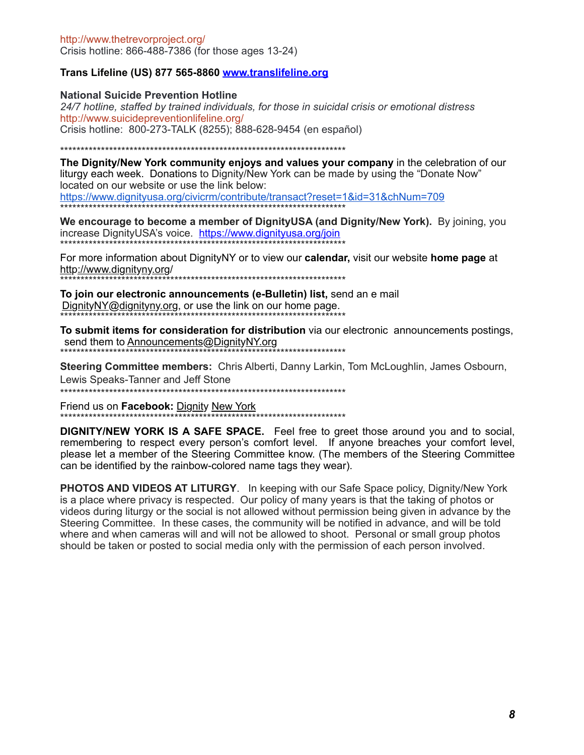http://www.thetrevorproject.org/
Crisis hotline: 866-488-7386 (for those ages 13-24)

**Trans Lifeline (US) 877 565-8860 www.translifeline.org**

**National Suicide Prevention Hotline**
*24/7 hotline, staffed by trained individuals, for those in suicidal crisis or emotional distress*
http://www.suicidepreventionlifeline.org/
Crisis hotline: 800-273-TALK (8255); 888-628-9454 (en español)

************************************************************************

**The Dignity/New York community enjoys and values your company** in the celebration of our liturgy each week. Donations to Dignity/New York can be made by using the "Donate Now" located on our website or use the link below:
https://www.dignityusa.org/civicrm/contribute/transact?reset=1&id=31&chNum=709

************************************************************************

**We encourage to become a member of DignityUSA (and Dignity/New York).** By joining, you increase DignityUSA's voice. https://www.dignityusa.org/join

************************************************************************

For more information about DignityNY or to view our **calendar,** visit our website **home page** at http://www.dignityny.org/

************************************************************************

**To join our electronic announcements (e-Bulletin) list,** send an e mail DignityNY@dignityny.org, or use the link on our home page.

************************************************************************

**To submit items for consideration for distribution** via our electronic announcements postings, send them to Announcements@DignityNY.org

************************************************************************

**Steering Committee members:** Chris Alberti, Danny Larkin, Tom McLoughlin, James Osbourn, Lewis Speaks-Tanner and Jeff Stone

************************************************************************

Friend us on **Facebook:** Dignity New York

************************************************************************

**DIGNITY/NEW YORK IS A SAFE SPACE.** Feel free to greet those around you and to social, remembering to respect every person's comfort level. If anyone breaches your comfort level, please let a member of the Steering Committee know. (The members of the Steering Committee can be identified by the rainbow-colored name tags they wear).

**PHOTOS AND VIDEOS AT LITURGY**. In keeping with our Safe Space policy, Dignity/New York is a place where privacy is respected. Our policy of many years is that the taking of photos or videos during liturgy or the social is not allowed without permission being given in advance by the Steering Committee. In these cases, the community will be notified in advance, and will be told where and when cameras will and will not be allowed to shoot. Personal or small group photos should be taken or posted to social media only with the permission of each person involved.